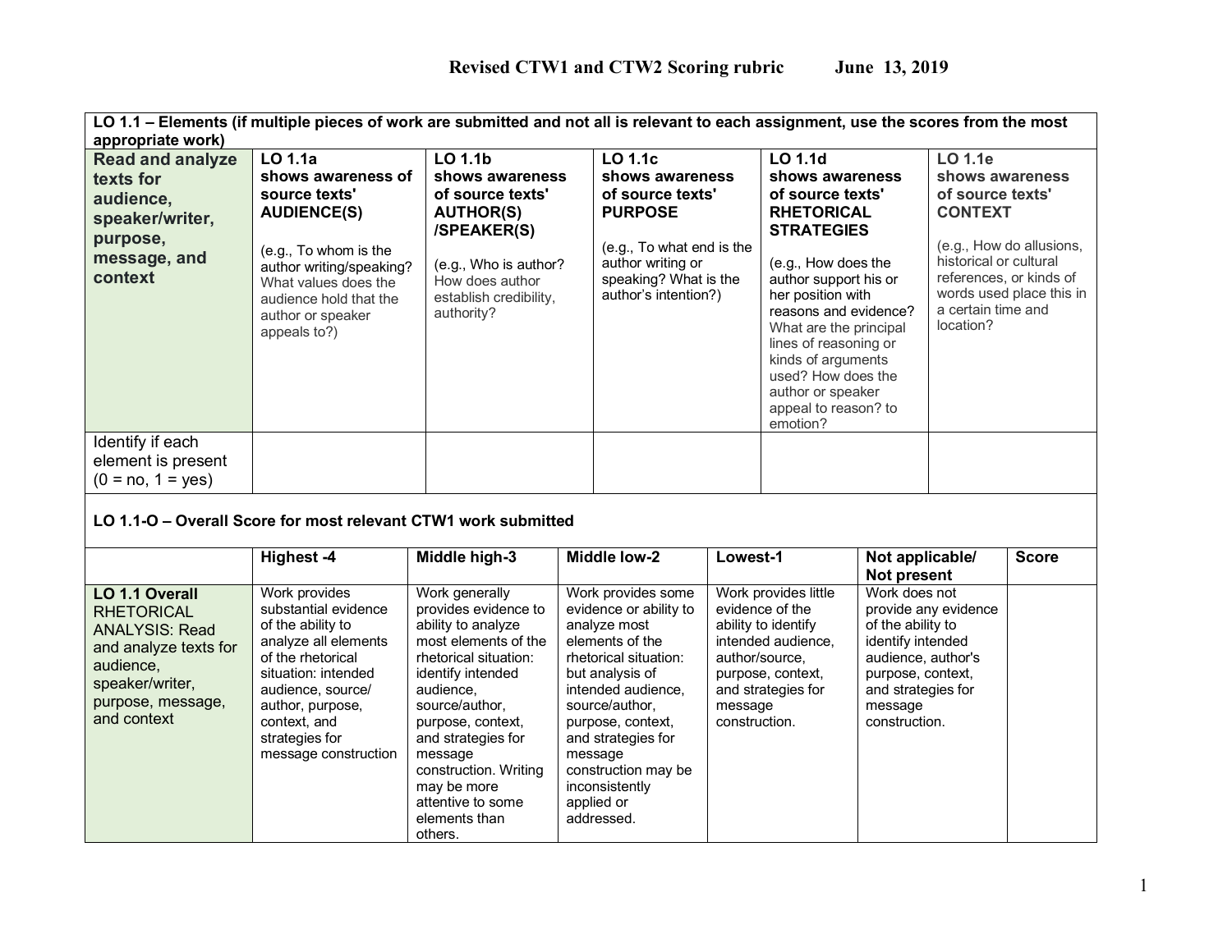# Revised CTW1 and CTW2 Scoring rubric June 13, 2019

| **LO 1.1 – Elements (if multiple pieces of work are submitted and not all is relevant to each assignment, use the scores from the most appropriate work)** | | | | | |
|---|---|---|---|---|---|
| **Read and analyze texts for audience, speaker/writer, purpose, message, and context** | **LO 1.1a shows awareness of source texts' AUDIENCE(S)**<br><br>(e.g., To whom is the author writing/speaking? What values does the audience hold that the author or speaker appeals to?) | **LO 1.1b shows awareness of source texts' AUTHOR(S) /SPEAKER(S)**<br><br>(e.g., Who is author? How does author establish credibility, authority? | **LO 1.1c shows awareness of source texts' PURPOSE**<br><br>(e.g., To what end is the author writing or speaking? What is the author's intention?) | **LO 1.1d shows awareness of source texts' RHETORICAL STRATEGIES**<br><br>(e.g., How does the author support his or her position with reasons and evidence? What are the principal lines of reasoning or kinds of arguments used? How does the author or speaker appeal to reason? to emotion? | **LO 1.1e shows awareness of source texts' CONTEXT**<br><br>(e.g., How do allusions, historical or cultural references, or kinds of words used place this in a certain time and location? |
| Identify if each element is present (0 = no, 1 = yes) | | | | | |

**LO 1.1-O – Overall Score for most relevant CTW1 work submitted**

| | Highest -4 | Middle high-3 | Middle low-2 | Lowest-1 | Not applicable/ Not present | Score |
|---|---|---|---|---|---|---|
| **LO 1.1 Overall** RHETORICAL ANALYSIS: Read and analyze texts for audience, speaker/writer, purpose, message, and context | Work provides substantial evidence of the ability to analyze all elements of the rhetorical situation: intended audience, source/ author, purpose, context, and strategies for message construction | Work generally provides evidence to ability to analyze most elements of the rhetorical situation: identify intended audience, source/author, purpose, context, and strategies for message construction. Writing may be more attentive to some elements than others. | Work provides some evidence or ability to analyze most elements of the rhetorical situation: but analysis of intended audience, source/author, purpose, context, and strategies for message construction may be inconsistently applied or addressed. | Work provides little evidence of the ability to identify intended audience, author/source, purpose, context, and strategies for message construction. | Work does not provide any evidence of the ability to identify intended audience, author's purpose, context, and strategies for message construction. | |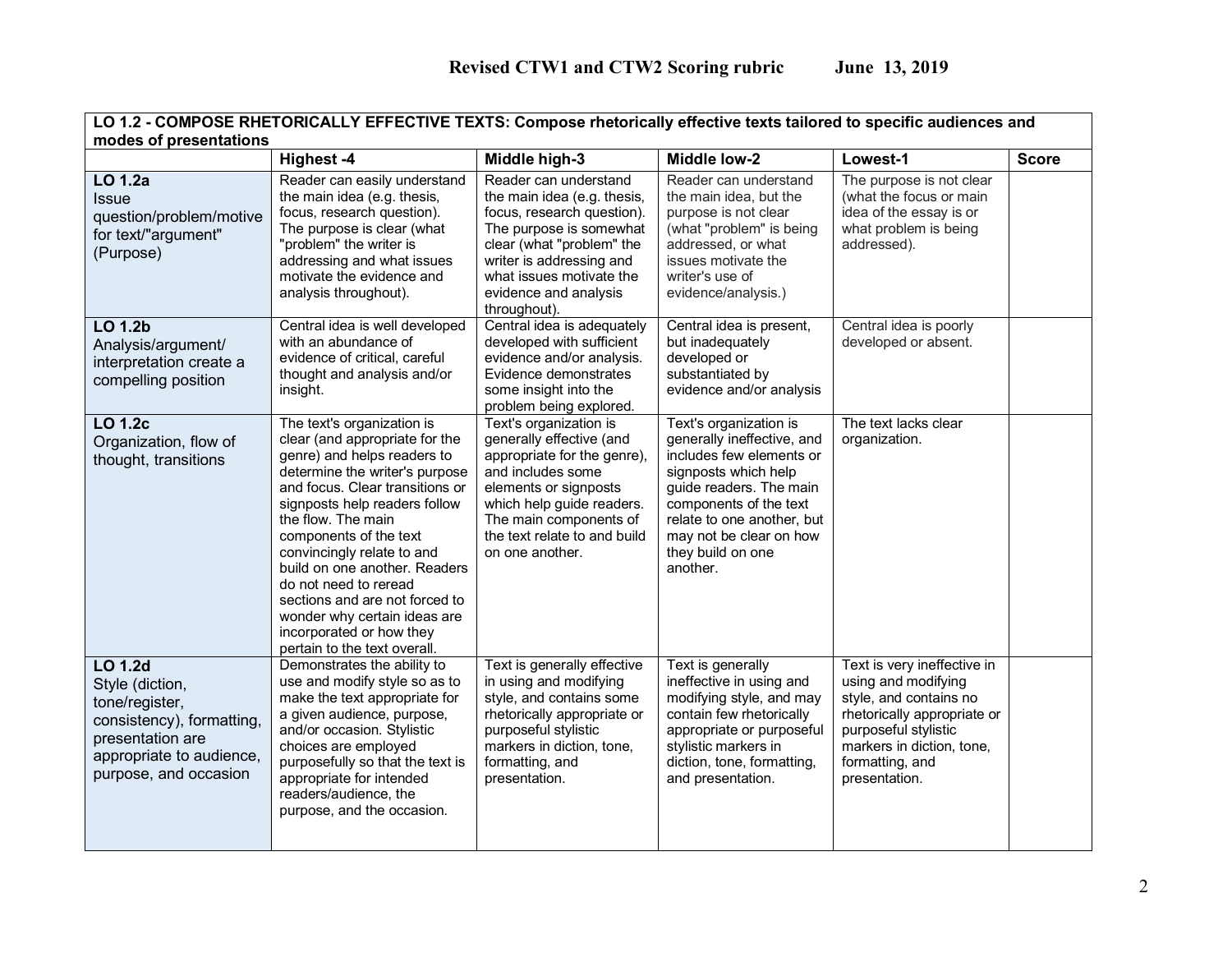# Revised CTW1 and CTW2 Scoring rubric June 13, 2019

| LO 1.2 - COMPOSE RHETORICALLY EFFECTIVE TEXTS: Compose rhetorically effective texts tailored to specific audiences and modes of presentations | | | | | |
|---|---|---|---|---|---|
| | **Highest -4** | **Middle high-3** | **Middle low-2** | **Lowest-1** | **Score** |
| **LO 1.2a** Issue question/problem/motive for text/"argument" (Purpose) | Reader can easily understand the main idea (e.g. thesis, focus, research question). The purpose is clear (what "problem" the writer is addressing and what issues motivate the evidence and analysis throughout). | Reader can understand the main idea (e.g. thesis, focus, research question). The purpose is somewhat clear (what "problem" the writer is addressing and what issues motivate the evidence and analysis throughout). | Reader can understand the main idea, but the purpose is not clear (what "problem" is being addressed, or what issues motivate the writer's use of evidence/analysis.) | The purpose is not clear (what the focus or main idea of the essay is or what problem is being addressed). | |
| **LO 1.2b** Analysis/argument/ interpretation create a compelling position | Central idea is well developed with an abundance of evidence of critical, careful thought and analysis and/or insight. | Central idea is adequately developed with sufficient evidence and/or analysis. Evidence demonstrates some insight into the problem being explored. | Central idea is present, but inadequately developed or substantiated by evidence and/or analysis | Central idea is poorly developed or absent. | |
| **LO 1.2c** Organization, flow of thought, transitions | The text's organization is clear (and appropriate for the genre) and helps readers to determine the writer's purpose and focus. Clear transitions or signposts help readers follow the flow. The main components of the text convincingly relate to and build on one another. Readers do not need to reread sections and are not forced to wonder why certain ideas are incorporated or how they pertain to the text overall. | Text's organization is generally effective (and appropriate for the genre), and includes some elements or signposts which help guide readers. The main components of the text relate to and build on one another. | Text's organization is generally ineffective, and includes few elements or signposts which help guide readers. The main components of the text relate to one another, but may not be clear on how they build on one another. | The text lacks clear organization. | |
| **LO 1.2d** Style (diction, tone/register, consistency), formatting, presentation are appropriate to audience, purpose, and occasion | Demonstrates the ability to use and modify style so as to make the text appropriate for a given audience, purpose, and/or occasion. Stylistic choices are employed purposefully so that the text is appropriate for intended readers/audience, the purpose, and the occasion. | Text is generally effective in using and modifying style, and contains some rhetorically appropriate or purposeful stylistic markers in diction, tone, formatting, and presentation. | Text is generally ineffective in using and modifying style, and may contain few rhetorically appropriate or purposeful stylistic markers in diction, tone, formatting, and presentation. | Text is very ineffective in using and modifying style, and contains no rhetorically appropriate or purposeful stylistic markers in diction, tone, formatting, and presentation. | |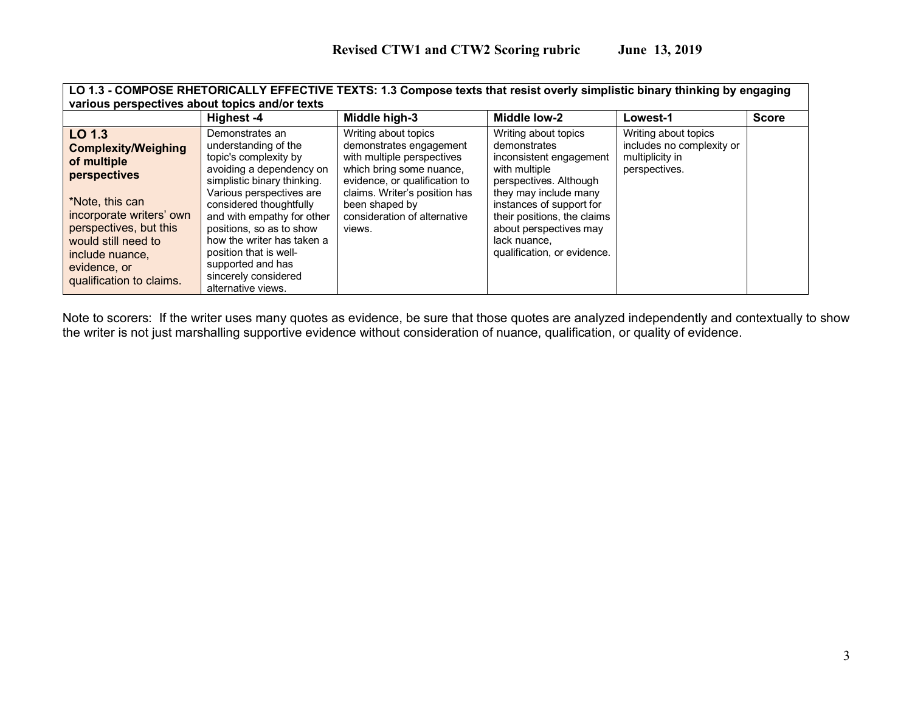**Revised CTW1 and CTW2 Scoring rubric June 13, 2019**

| **LO 1.3 - COMPOSE RHETORICALLY EFFECTIVE TEXTS: 1.3 Compose texts that resist overly simplistic binary thinking by engaging various perspectives about topics and/or texts** | | | | | |
|---|---|---|---|---|---|
| | **Highest -4** | **Middle high-3** | **Middle low-2** | **Lowest-1** | **Score** |
| **LO 1.3 Complexity/Weighing of multiple perspectives** <br><br> *Note, this can incorporate writers' own perspectives, but this would still need to include nuance, evidence, or qualification to claims. | Demonstrates an understanding of the topic's complexity by avoiding a dependency on simplistic binary thinking. Various perspectives are considered thoughtfully and with empathy for other positions, so as to show how the writer has taken a position that is well-supported and has sincerely considered alternative views. | Writing about topics demonstrates engagement with multiple perspectives which bring some nuance, evidence, or qualification to claims. Writer's position has been shaped by consideration of alternative views. | Writing about topics demonstrates inconsistent engagement with multiple perspectives. Although they may include many instances of support for their positions, the claims about perspectives may lack nuance, qualification, or evidence. | Writing about topics includes no complexity or multiplicity in perspectives. | |

Note to scorers: If the writer uses many quotes as evidence, be sure that those quotes are analyzed independently and contextually to show the writer is not just marshalling supportive evidence without consideration of nuance, qualification, or quality of evidence.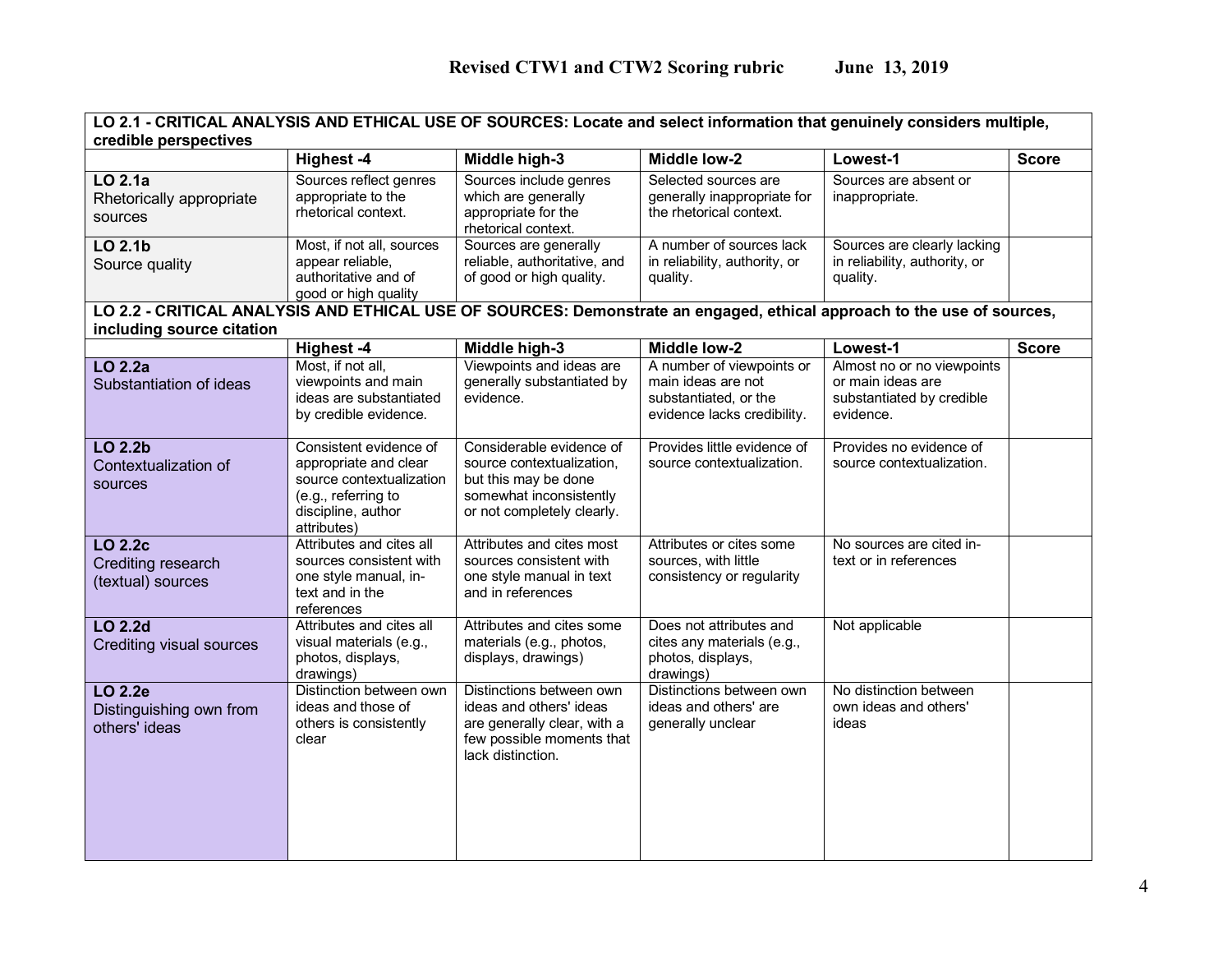# Revised CTW1 and CTW2 Scoring rubric June 13, 2019

| **LO 2.1 - CRITICAL ANALYSIS AND ETHICAL USE OF SOURCES: Locate and select information that genuinely considers multiple, credible perspectives** | | | | | |
|---|---|---|---|---|---|
| | **Highest -4** | **Middle high-3** | **Middle low-2** | **Lowest-1** | **Score** |
| **LO 2.1a** Rhetorically appropriate sources | Sources reflect genres appropriate to the rhetorical context. | Sources include genres which are generally appropriate for the rhetorical context. | Selected sources are generally inappropriate for the rhetorical context. | Sources are absent or inappropriate. | |
| **LO 2.1b** Source quality | Most, if not all, sources appear reliable, authoritative and of good or high quality | Sources are generally reliable, authoritative, and of good or high quality. | A number of sources lack in reliability, authority, or quality. | Sources are clearly lacking in reliability, authority, or quality. | |
| **LO 2.2 - CRITICAL ANALYSIS AND ETHICAL USE OF SOURCES: Demonstrate an engaged, ethical approach to the use of sources, including source citation** | | | | | |
| | **Highest -4** | **Middle high-3** | **Middle low-2** | **Lowest-1** | **Score** |
| **LO 2.2a** Substantiation of ideas | Most, if not all, viewpoints and main ideas are substantiated by credible evidence. | Viewpoints and ideas are generally substantiated by evidence. | A number of viewpoints or main ideas are not substantiated, or the evidence lacks credibility. | Almost no or no viewpoints or main ideas are substantiated by credible evidence. | |
| **LO 2.2b** Contextualization of sources | Consistent evidence of appropriate and clear source contextualization (e.g., referring to discipline, author attributes) | Considerable evidence of source contextualization, but this may be done somewhat inconsistently or not completely clearly. | Provides little evidence of source contextualization. | Provides no evidence of source contextualization. | |
| **LO 2.2c** Crediting research (textual) sources | Attributes and cites all sources consistent with one style manual, in-text and in the references | Attributes and cites most sources consistent with one style manual in text and in references | Attributes or cites some sources, with little consistency or regularity | No sources are cited in-text or in references | |
| **LO 2.2d** Crediting visual sources | Attributes and cites all visual materials (e.g., photos, displays, drawings) | Attributes and cites some materials (e.g., photos, displays, drawings) | Does not attributes and cites any materials (e.g., photos, displays, drawings) | Not applicable | |
| **LO 2.2e** Distinguishing own from others' ideas | Distinction between own ideas and those of others is consistently clear | Distinctions between own ideas and others' ideas are generally clear, with a few possible moments that lack distinction. | Distinctions between own ideas and others' are generally unclear | No distinction between own ideas and others' ideas | |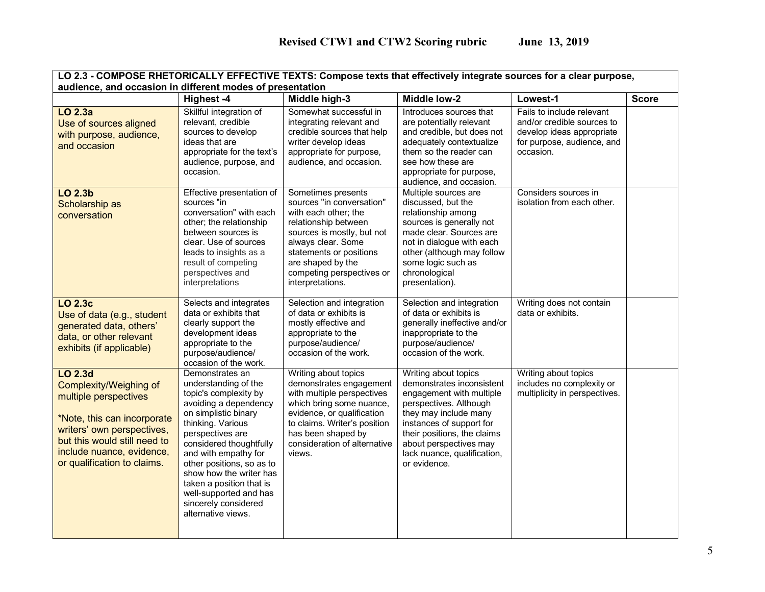**Revised CTW1 and CTW2 Scoring rubric June 13, 2019**

| **LO 2.3 - COMPOSE RHETORICALLY EFFECTIVE TEXTS: Compose texts that effectively integrate sources for a clear purpose, audience, and occasion in different modes of presentation** | | | | | |
|---|---|---|---|---|---|
| | **Highest -4** | **Middle high-3** | **Middle low-2** | **Lowest-1** | **Score** |
| **LO 2.3a** Use of sources aligned with purpose, audience, and occasion | Skillful integration of relevant, credible sources to develop ideas that are appropriate for the text's audience, purpose, and occasion. | Somewhat successful in integrating relevant and credible sources that help writer develop ideas appropriate for purpose, audience, and occasion. | Introduces sources that are potentially relevant and credible, but does not adequately contextualize them so the reader can see how these are appropriate for purpose, audience, and occasion. | Fails to include relevant and/or credible sources to develop ideas appropriate for purpose, audience, and occasion. | |
| **LO 2.3b** Scholarship as conversation | Effective presentation of sources "in conversation" with each other; the relationship between sources is clear. Use of sources leads to insights as a result of competing perspectives and interpretations | Sometimes presents sources "in conversation" with each other; the relationship between sources is mostly, but not always clear. Some statements or positions are shaped by the competing perspectives or interpretations. | Multiple sources are discussed, but the relationship among sources is generally not made clear. Sources are not in dialogue with each other (although may follow some logic such as chronological presentation). | Considers sources in isolation from each other. | |
| **LO 2.3c** Use of data (e.g., student generated data, others' data, or other relevant exhibits (if applicable) | Selects and integrates data or exhibits that clearly support the development ideas appropriate to the purpose/audience/ occasion of the work. | Selection and integration of data or exhibits is mostly effective and appropriate to the purpose/audience/ occasion of the work. | Selection and integration of data or exhibits is generally ineffective and/or inappropriate to the purpose/audience/ occasion of the work. | Writing does not contain data or exhibits. | |
| **LO 2.3d** Complexity/Weighing of multiple perspectives<br><br>*Note, this can incorporate writers' own perspectives, but this would still need to include nuance, evidence, or qualification to claims. | Demonstrates an understanding of the topic's complexity by avoiding a dependency on simplistic binary thinking. Various perspectives are considered thoughtfully and with empathy for other positions, so as to show how the writer has taken a position that is well-supported and has sincerely considered alternative views. | Writing about topics demonstrates engagement with multiple perspectives which bring some nuance, evidence, or qualification to claims. Writer's position has been shaped by consideration of alternative views. | Writing about topics demonstrates inconsistent engagement with multiple perspectives. Although they may include many instances of support for their positions, the claims about perspectives may lack nuance, qualification, or evidence. | Writing about topics includes no complexity or multiplicity in perspectives. | |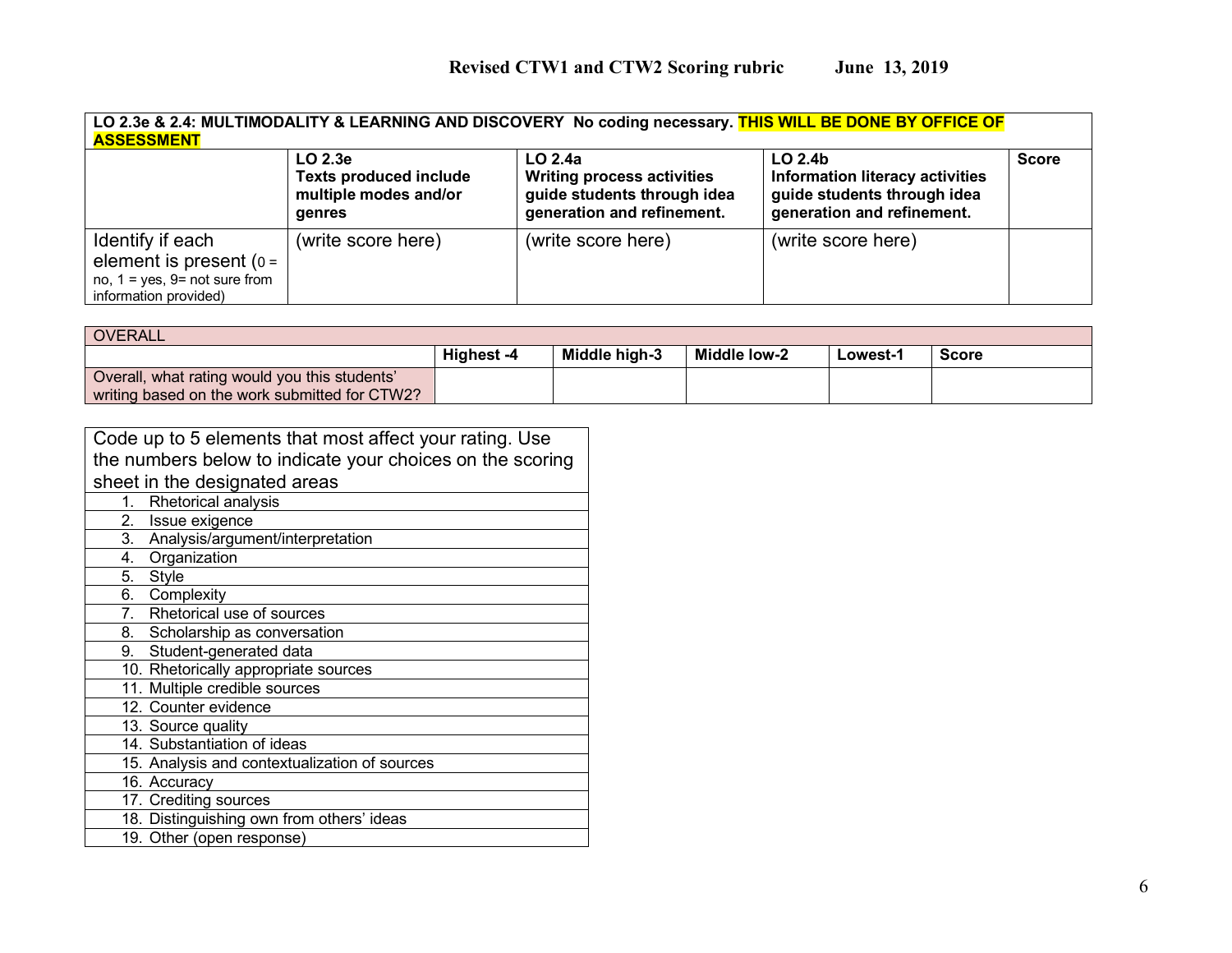# Revised CTW1 and CTW2 Scoring rubric June 13, 2019

| **LO 2.3e & 2.4: MULTIMODALITY & LEARNING AND DISCOVERY** No coding necessary. **THIS WILL BE DONE BY OFFICE OF ASSESSMENT** | | | | |
|---|---|---|---|---|
| | **LO 2.3e** **Texts produced include multiple modes and/or genres** | **LO 2.4a** **Writing process activities guide students through idea generation and refinement.** | **LO 2.4b** **Information literacy activities guide students through idea generation and refinement.** | **Score** |
| Identify if each element is present (0 = no, 1 = yes, 9= not sure from information provided) | (write score here) | (write score here) | (write score here) | |

| OVERALL | | | | | |
|---|---|---|---|---|---|
| | **Highest -4** | **Middle high-3** | **Middle low-2** | **Lowest-1** | **Score** |
| Overall, what rating would you this students' writing based on the work submitted for CTW2? | | | | | |

| Code up to 5 elements that most affect your rating. Use the numbers below to indicate your choices on the scoring sheet in the designated areas |
|---|
| 1. Rhetorical analysis |
| 2. Issue exigence |
| 3. Analysis/argument/interpretation |
| 4. Organization |
| 5. Style |
| 6. Complexity |
| 7. Rhetorical use of sources |
| 8. Scholarship as conversation |
| 9. Student-generated data |
| 10. Rhetorically appropriate sources |
| 11. Multiple credible sources |
| 12. Counter evidence |
| 13. Source quality |
| 14. Substantiation of ideas |
| 15. Analysis and contextualization of sources |
| 16. Accuracy |
| 17. Crediting sources |
| 18. Distinguishing own from others' ideas |
| 19. Other (open response) |